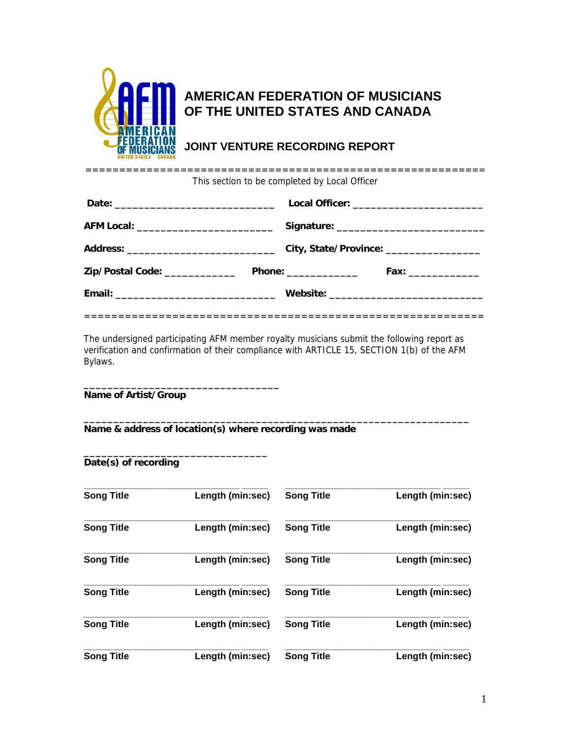# AMERICAN FEDERATION OF MUSICIANS OF THE UNITED STATES AND CANADA

## JOINT VENTURE RECORDING REPORT

==========================================================

This section to be completed by Local Officer

**Date:** ___________________________ **Local Officer:** _____________________

**AFM Local:** ______________________ **Signature:** ________________________

**Address:** ________________________ **City, State/Province:** _______________

**Zip/Postal Code:** ___________ **Phone:** ___________ **Fax:** ___________

**Email:** __________________________ **Website:** ________________________

==========================================================

The undersigned participating AFM member royalty musicians submit the following report as verification and confirmation of their compliance with ARTICLE 15, SECTION 1(b) of the AFM Bylaws.

________________________________
**Name of Artist/Group**

_______________________________________________________________
**Name & address of location(s) where recording was made**

______________________________
**Date(s) of recording**

| Song Title | Length (min:sec) | Song Title | Length (min:sec) |
|---|---|---|---|
| ____________________ | _____ | ____________________ | _____ |
| ____________________ | _____ | ____________________ | _____ |
| ____________________ | _____ | ____________________ | _____ |
| ____________________ | _____ | ____________________ | _____ |
| ____________________ | _____ | ____________________ | _____ |
| ____________________ | _____ | ____________________ | _____ |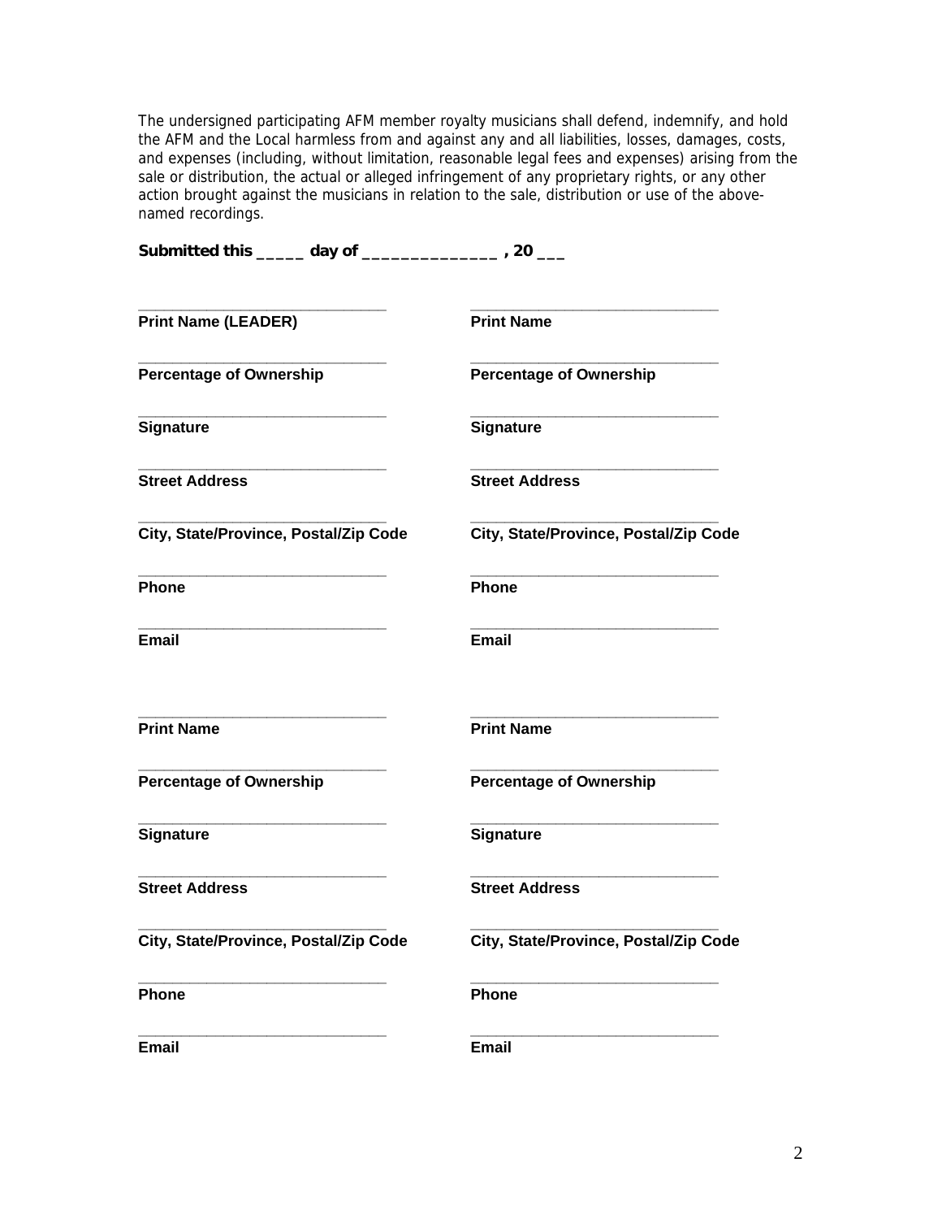The undersigned participating AFM member royalty musicians shall defend, indemnify, and hold the AFM and the Local harmless from and against any and all liabilities, losses, damages, costs, and expenses (including, without limitation, reasonable legal fees and expenses) arising from the sale or distribution, the actual or alleged infringement of any proprietary rights, or any other action brought against the musicians in relation to the sale, distribution or use of the above-named recordings.

**Submitted this _____ day of ______________ , 20 ___**

| | |
|---|---|
| ______________________________ | ______________________________ |
| **Print Name (LEADER)** | **Print Name** |
| ______________________________ | ______________________________ |
| **Percentage of Ownership** | **Percentage of Ownership** |
| ______________________________ | ______________________________ |
| **Signature** | **Signature** |
| ______________________________ | ______________________________ |
| **Street Address** | **Street Address** |
| ______________________________ | ______________________________ |
| **City, State/Province, Postal/Zip Code** | **City, State/Province, Postal/Zip Code** |
| ______________________________ | ______________________________ |
| **Phone** | **Phone** |
| ______________________________ | ______________________________ |
| **Email** | **Email** |

| | |
|---|---|
| ______________________________ | ______________________________ |
| **Print Name** | **Print Name** |
| ______________________________ | ______________________________ |
| **Percentage of Ownership** | **Percentage of Ownership** |
| ______________________________ | ______________________________ |
| **Signature** | **Signature** |
| ______________________________ | ______________________________ |
| **Street Address** | **Street Address** |
| ______________________________ | ______________________________ |
| **City, State/Province, Postal/Zip Code** | **City, State/Province, Postal/Zip Code** |
| ______________________________ | ______________________________ |
| **Phone** | **Phone** |
| ______________________________ | ______________________________ |
| **Email** | **Email** |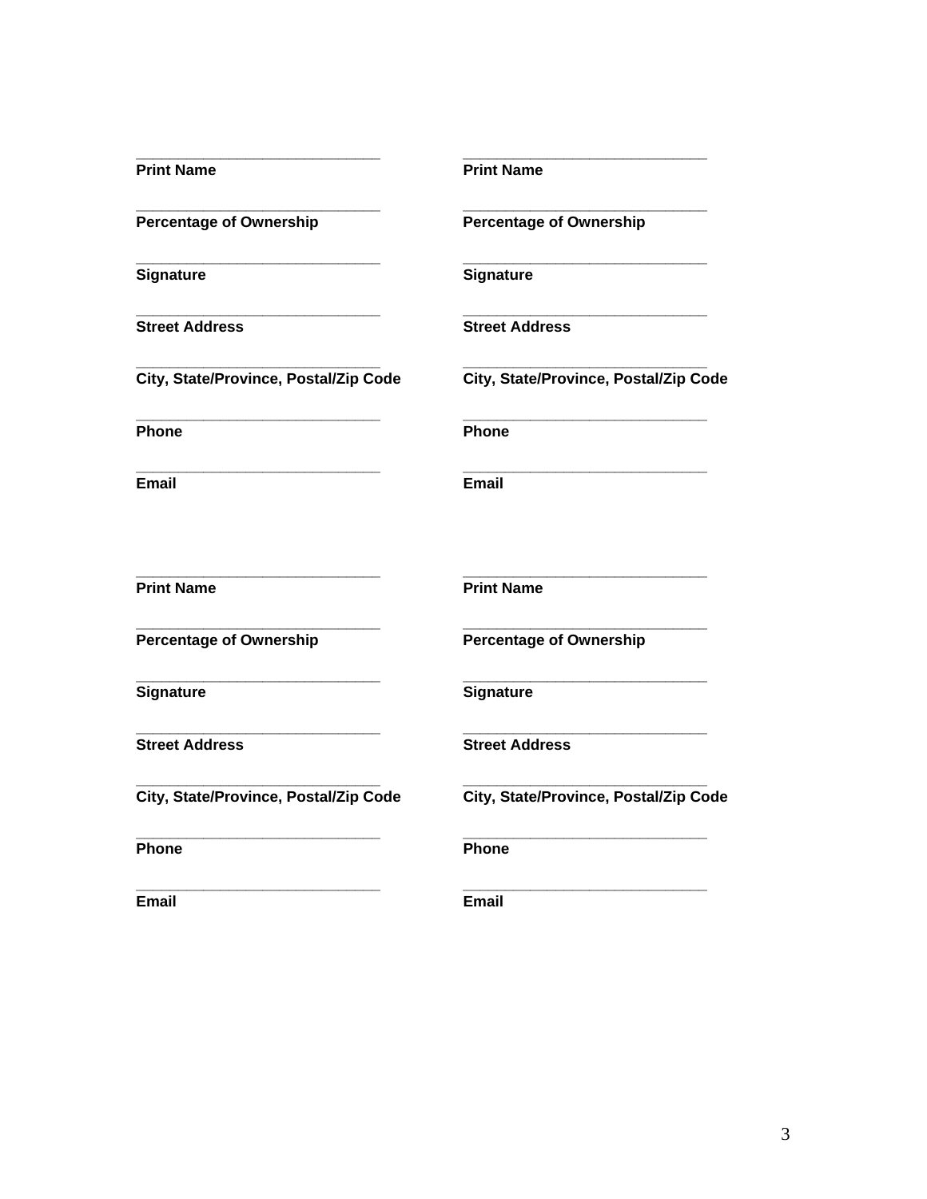\_\_\_\_\_\_\_\_\_\_\_\_\_\_\_\_\_\_\_\_\_\_\_\_\_\_\_\_\_\_
**Print Name**

\_\_\_\_\_\_\_\_\_\_\_\_\_\_\_\_\_\_\_\_\_\_\_\_\_\_\_\_\_\_
**Percentage of Ownership**

\_\_\_\_\_\_\_\_\_\_\_\_\_\_\_\_\_\_\_\_\_\_\_\_\_\_\_\_\_\_
**Signature**

\_\_\_\_\_\_\_\_\_\_\_\_\_\_\_\_\_\_\_\_\_\_\_\_\_\_\_\_\_\_
**Street Address**

\_\_\_\_\_\_\_\_\_\_\_\_\_\_\_\_\_\_\_\_\_\_\_\_\_\_\_\_\_\_
**City, State/Province, Postal/Zip Code**

\_\_\_\_\_\_\_\_\_\_\_\_\_\_\_\_\_\_\_\_\_\_\_\_\_\_\_\_\_\_
**Phone**

\_\_\_\_\_\_\_\_\_\_\_\_\_\_\_\_\_\_\_\_\_\_\_\_\_\_\_\_\_\_
**Email**

\_\_\_\_\_\_\_\_\_\_\_\_\_\_\_\_\_\_\_\_\_\_\_\_\_\_\_\_\_\_
**Print Name**

\_\_\_\_\_\_\_\_\_\_\_\_\_\_\_\_\_\_\_\_\_\_\_\_\_\_\_\_\_\_
**Percentage of Ownership**

\_\_\_\_\_\_\_\_\_\_\_\_\_\_\_\_\_\_\_\_\_\_\_\_\_\_\_\_\_\_
**Signature**

\_\_\_\_\_\_\_\_\_\_\_\_\_\_\_\_\_\_\_\_\_\_\_\_\_\_\_\_\_\_
**Street Address**

\_\_\_\_\_\_\_\_\_\_\_\_\_\_\_\_\_\_\_\_\_\_\_\_\_\_\_\_\_\_
**City, State/Province, Postal/Zip Code**

\_\_\_\_\_\_\_\_\_\_\_\_\_\_\_\_\_\_\_\_\_\_\_\_\_\_\_\_\_\_
**Phone**

\_\_\_\_\_\_\_\_\_\_\_\_\_\_\_\_\_\_\_\_\_\_\_\_\_\_\_\_\_\_
**Email**

\_\_\_\_\_\_\_\_\_\_\_\_\_\_\_\_\_\_\_\_\_\_\_\_\_\_\_\_\_\_
**Print Name**

\_\_\_\_\_\_\_\_\_\_\_\_\_\_\_\_\_\_\_\_\_\_\_\_\_\_\_\_\_\_
**Percentage of Ownership**

\_\_\_\_\_\_\_\_\_\_\_\_\_\_\_\_\_\_\_\_\_\_\_\_\_\_\_\_\_\_
**Signature**

\_\_\_\_\_\_\_\_\_\_\_\_\_\_\_\_\_\_\_\_\_\_\_\_\_\_\_\_\_\_
**Street Address**

\_\_\_\_\_\_\_\_\_\_\_\_\_\_\_\_\_\_\_\_\_\_\_\_\_\_\_\_\_\_
**City, State/Province, Postal/Zip Code**

\_\_\_\_\_\_\_\_\_\_\_\_\_\_\_\_\_\_\_\_\_\_\_\_\_\_\_\_\_\_
**Phone**

\_\_\_\_\_\_\_\_\_\_\_\_\_\_\_\_\_\_\_\_\_\_\_\_\_\_\_\_\_\_
**Email**

\_\_\_\_\_\_\_\_\_\_\_\_\_\_\_\_\_\_\_\_\_\_\_\_\_\_\_\_\_\_
**Print Name**

\_\_\_\_\_\_\_\_\_\_\_\_\_\_\_\_\_\_\_\_\_\_\_\_\_\_\_\_\_\_
**Percentage of Ownership**

\_\_\_\_\_\_\_\_\_\_\_\_\_\_\_\_\_\_\_\_\_\_\_\_\_\_\_\_\_\_
**Signature**

\_\_\_\_\_\_\_\_\_\_\_\_\_\_\_\_\_\_\_\_\_\_\_\_\_\_\_\_\_\_
**Street Address**

\_\_\_\_\_\_\_\_\_\_\_\_\_\_\_\_\_\_\_\_\_\_\_\_\_\_\_\_\_\_
**City, State/Province, Postal/Zip Code**

\_\_\_\_\_\_\_\_\_\_\_\_\_\_\_\_\_\_\_\_\_\_\_\_\_\_\_\_\_\_
**Phone**

\_\_\_\_\_\_\_\_\_\_\_\_\_\_\_\_\_\_\_\_\_\_\_\_\_\_\_\_\_\_
**Email**